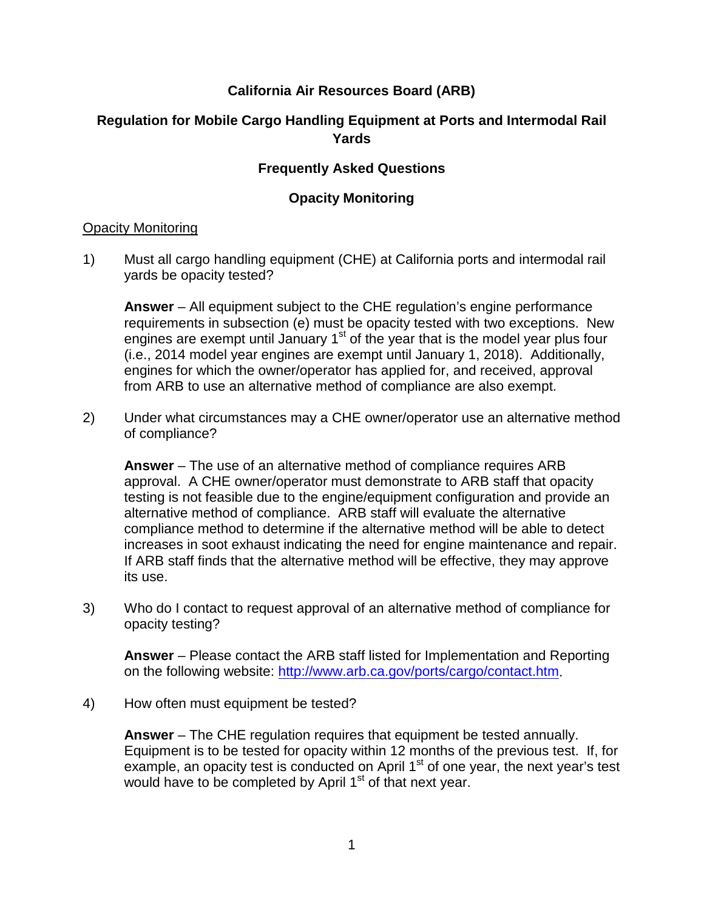# California Air Resources Board (ARB)

## Regulation for Mobile Cargo Handling Equipment at Ports and Intermodal Rail Yards

## Frequently Asked Questions

## Opacity Monitoring

### Opacity Monitoring

1) Must all cargo handling equipment (CHE) at California ports and intermodal rail yards be opacity tested?

   **Answer** – All equipment subject to the CHE regulation's engine performance requirements in subsection (e) must be opacity tested with two exceptions. New engines are exempt until January 1st of the year that is the model year plus four (i.e., 2014 model year engines are exempt until January 1, 2018). Additionally, engines for which the owner/operator has applied for, and received, approval from ARB to use an alternative method of compliance are also exempt.

2) Under what circumstances may a CHE owner/operator use an alternative method of compliance?

   **Answer** – The use of an alternative method of compliance requires ARB approval. A CHE owner/operator must demonstrate to ARB staff that opacity testing is not feasible due to the engine/equipment configuration and provide an alternative method of compliance. ARB staff will evaluate the alternative compliance method to determine if the alternative method will be able to detect increases in soot exhaust indicating the need for engine maintenance and repair. If ARB staff finds that the alternative method will be effective, they may approve its use.

3) Who do I contact to request approval of an alternative method of compliance for opacity testing?

   **Answer** – Please contact the ARB staff listed for Implementation and Reporting on the following website: http://www.arb.ca.gov/ports/cargo/contact.htm.

4) How often must equipment be tested?

   **Answer** – The CHE regulation requires that equipment be tested annually. Equipment is to be tested for opacity within 12 months of the previous test. If, for example, an opacity test is conducted on April 1st of one year, the next year's test would have to be completed by April 1st of that next year.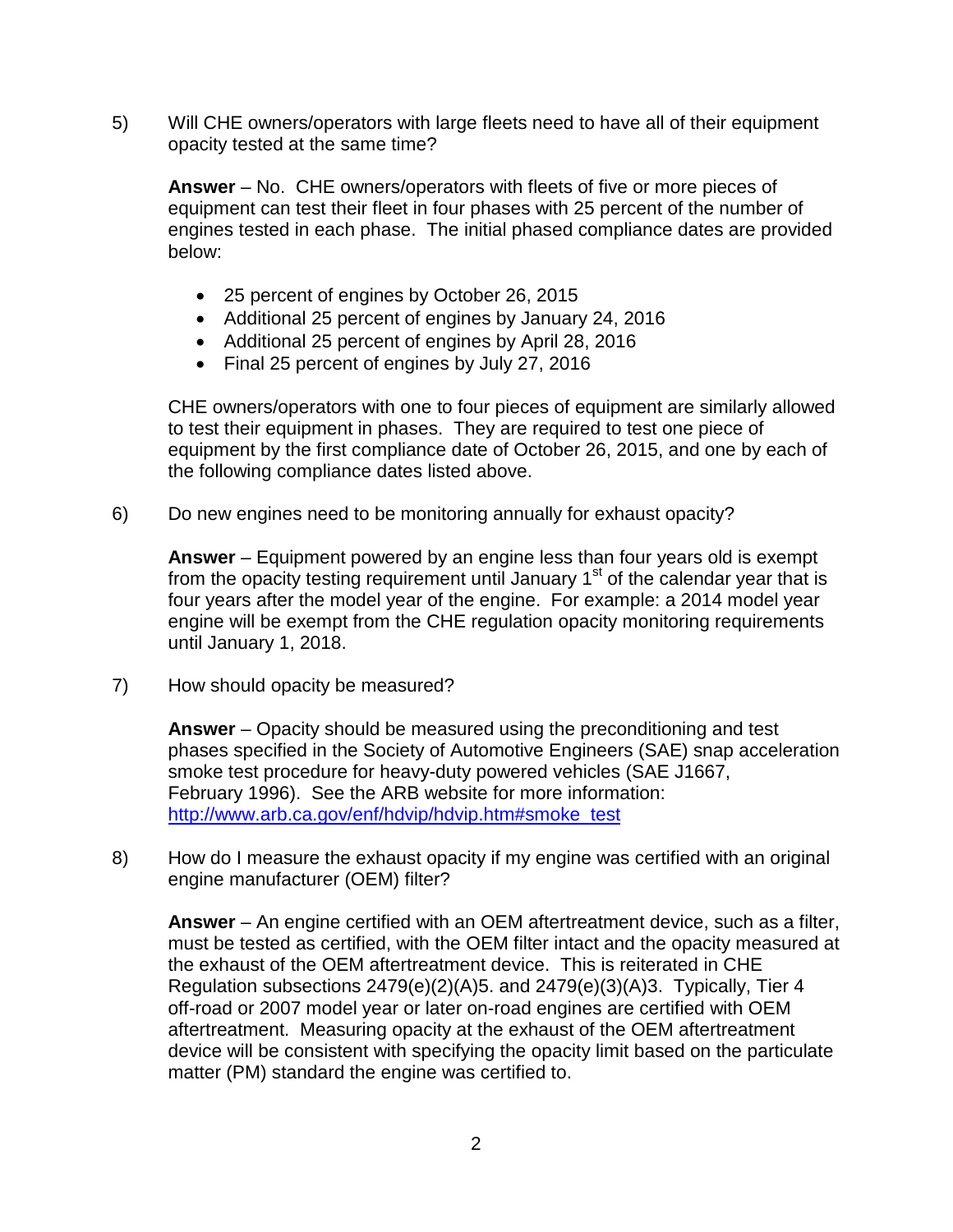5) Will CHE owners/operators with large fleets need to have all of their equipment opacity tested at the same time?

   **Answer** – No. CHE owners/operators with fleets of five or more pieces of equipment can test their fleet in four phases with 25 percent of the number of engines tested in each phase. The initial phased compliance dates are provided below:

   - 25 percent of engines by October 26, 2015
   - Additional 25 percent of engines by January 24, 2016
   - Additional 25 percent of engines by April 28, 2016
   - Final 25 percent of engines by July 27, 2016

   CHE owners/operators with one to four pieces of equipment are similarly allowed to test their equipment in phases. They are required to test one piece of equipment by the first compliance date of October 26, 2015, and one by each of the following compliance dates listed above.

6) Do new engines need to be monitoring annually for exhaust opacity?

   **Answer** – Equipment powered by an engine less than four years old is exempt from the opacity testing requirement until January 1st of the calendar year that is four years after the model year of the engine. For example: a 2014 model year engine will be exempt from the CHE regulation opacity monitoring requirements until January 1, 2018.

7) How should opacity be measured?

   **Answer** – Opacity should be measured using the preconditioning and test phases specified in the Society of Automotive Engineers (SAE) snap acceleration smoke test procedure for heavy-duty powered vehicles (SAE J1667, February 1996). See the ARB website for more information: [http://www.arb.ca.gov/enf/hdvip/hdvip.htm#smoke_test](http://www.arb.ca.gov/enf/hdvip/hdvip.htm#smoke_test)

8) How do I measure the exhaust opacity if my engine was certified with an original engine manufacturer (OEM) filter?

   **Answer** – An engine certified with an OEM aftertreatment device, such as a filter, must be tested as certified, with the OEM filter intact and the opacity measured at the exhaust of the OEM aftertreatment device. This is reiterated in CHE Regulation subsections 2479(e)(2)(A)5. and 2479(e)(3)(A)3. Typically, Tier 4 off-road or 2007 model year or later on-road engines are certified with OEM aftertreatment. Measuring opacity at the exhaust of the OEM aftertreatment device will be consistent with specifying the opacity limit based on the particulate matter (PM) standard the engine was certified to.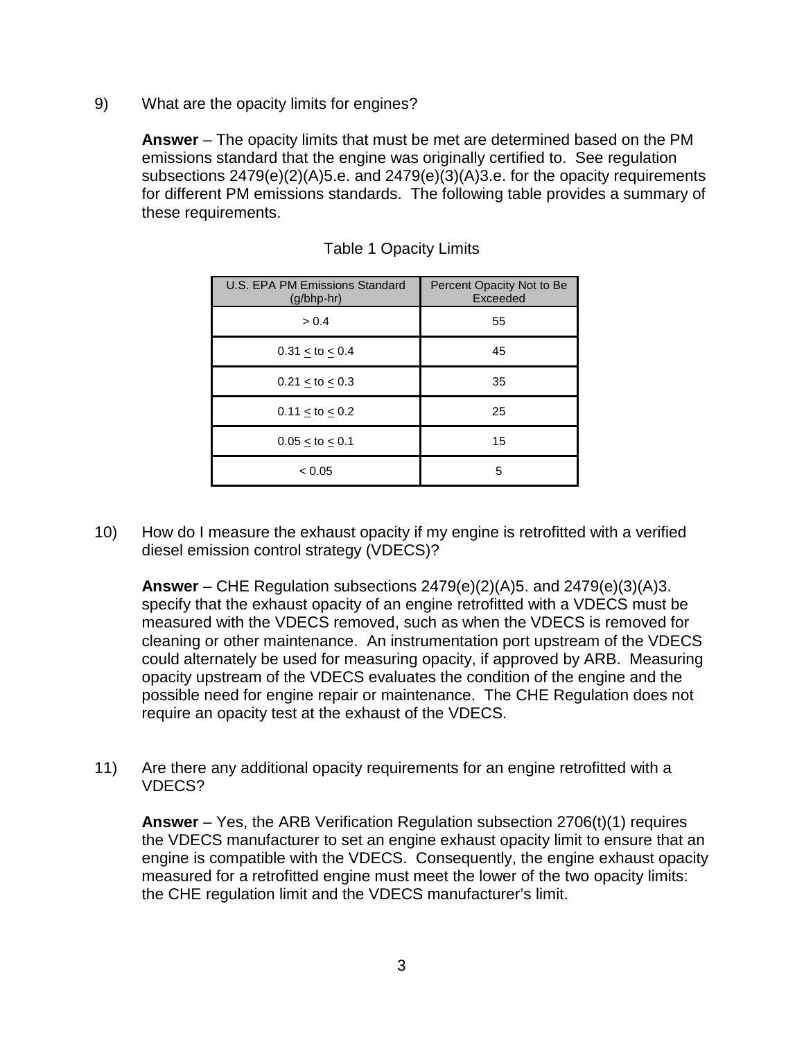9) What are the opacity limits for engines?

**Answer** – The opacity limits that must be met are determined based on the PM emissions standard that the engine was originally certified to. See regulation subsections 2479(e)(2)(A)5.e. and 2479(e)(3)(A)3.e. for the opacity requirements for different PM emissions standards. The following table provides a summary of these requirements.

Table 1 Opacity Limits

| U.S. EPA PM Emissions Standard (g/bhp-hr) | Percent Opacity Not to Be Exceeded |
|---|---|
| > 0.4 | 55 |
| 0.31 ≤ to ≤ 0.4 | 45 |
| 0.21 ≤ to ≤ 0.3 | 35 |
| 0.11 ≤ to ≤ 0.2 | 25 |
| 0.05 ≤ to ≤ 0.1 | 15 |
| < 0.05 | 5 |

10) How do I measure the exhaust opacity if my engine is retrofitted with a verified diesel emission control strategy (VDECS)?

**Answer** – CHE Regulation subsections 2479(e)(2)(A)5. and 2479(e)(3)(A)3. specify that the exhaust opacity of an engine retrofitted with a VDECS must be measured with the VDECS removed, such as when the VDECS is removed for cleaning or other maintenance. An instrumentation port upstream of the VDECS could alternately be used for measuring opacity, if approved by ARB. Measuring opacity upstream of the VDECS evaluates the condition of the engine and the possible need for engine repair or maintenance. The CHE Regulation does not require an opacity test at the exhaust of the VDECS.

11) Are there any additional opacity requirements for an engine retrofitted with a VDECS?

**Answer** – Yes, the ARB Verification Regulation subsection 2706(t)(1) requires the VDECS manufacturer to set an engine exhaust opacity limit to ensure that an engine is compatible with the VDECS. Consequently, the engine exhaust opacity measured for a retrofitted engine must meet the lower of the two opacity limits: the CHE regulation limit and the VDECS manufacturer's limit.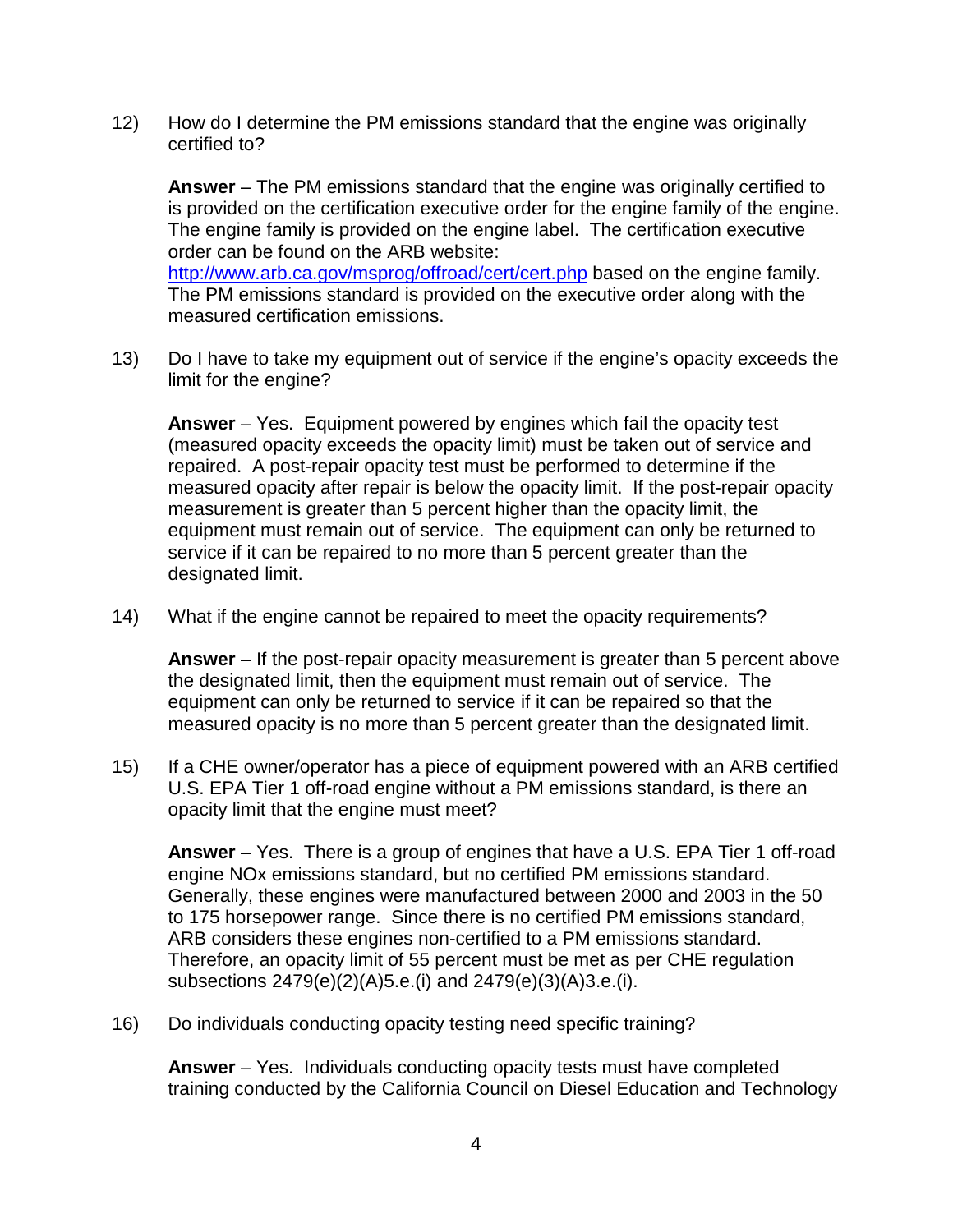12) How do I determine the PM emissions standard that the engine was originally certified to?

**Answer** – The PM emissions standard that the engine was originally certified to is provided on the certification executive order for the engine family of the engine. The engine family is provided on the engine label. The certification executive order can be found on the ARB website: http://www.arb.ca.gov/msprog/offroad/cert/cert.php based on the engine family. The PM emissions standard is provided on the executive order along with the measured certification emissions.

13) Do I have to take my equipment out of service if the engine's opacity exceeds the limit for the engine?

**Answer** – Yes. Equipment powered by engines which fail the opacity test (measured opacity exceeds the opacity limit) must be taken out of service and repaired. A post-repair opacity test must be performed to determine if the measured opacity after repair is below the opacity limit. If the post-repair opacity measurement is greater than 5 percent higher than the opacity limit, the equipment must remain out of service. The equipment can only be returned to service if it can be repaired to no more than 5 percent greater than the designated limit.

14) What if the engine cannot be repaired to meet the opacity requirements?

**Answer** – If the post-repair opacity measurement is greater than 5 percent above the designated limit, then the equipment must remain out of service. The equipment can only be returned to service if it can be repaired so that the measured opacity is no more than 5 percent greater than the designated limit.

15) If a CHE owner/operator has a piece of equipment powered with an ARB certified U.S. EPA Tier 1 off-road engine without a PM emissions standard, is there an opacity limit that the engine must meet?

**Answer** – Yes. There is a group of engines that have a U.S. EPA Tier 1 off-road engine NOx emissions standard, but no certified PM emissions standard. Generally, these engines were manufactured between 2000 and 2003 in the 50 to 175 horsepower range. Since there is no certified PM emissions standard, ARB considers these engines non-certified to a PM emissions standard. Therefore, an opacity limit of 55 percent must be met as per CHE regulation subsections 2479(e)(2)(A)5.e.(i) and 2479(e)(3)(A)3.e.(i).

16) Do individuals conducting opacity testing need specific training?

**Answer** – Yes. Individuals conducting opacity tests must have completed training conducted by the California Council on Diesel Education and Technology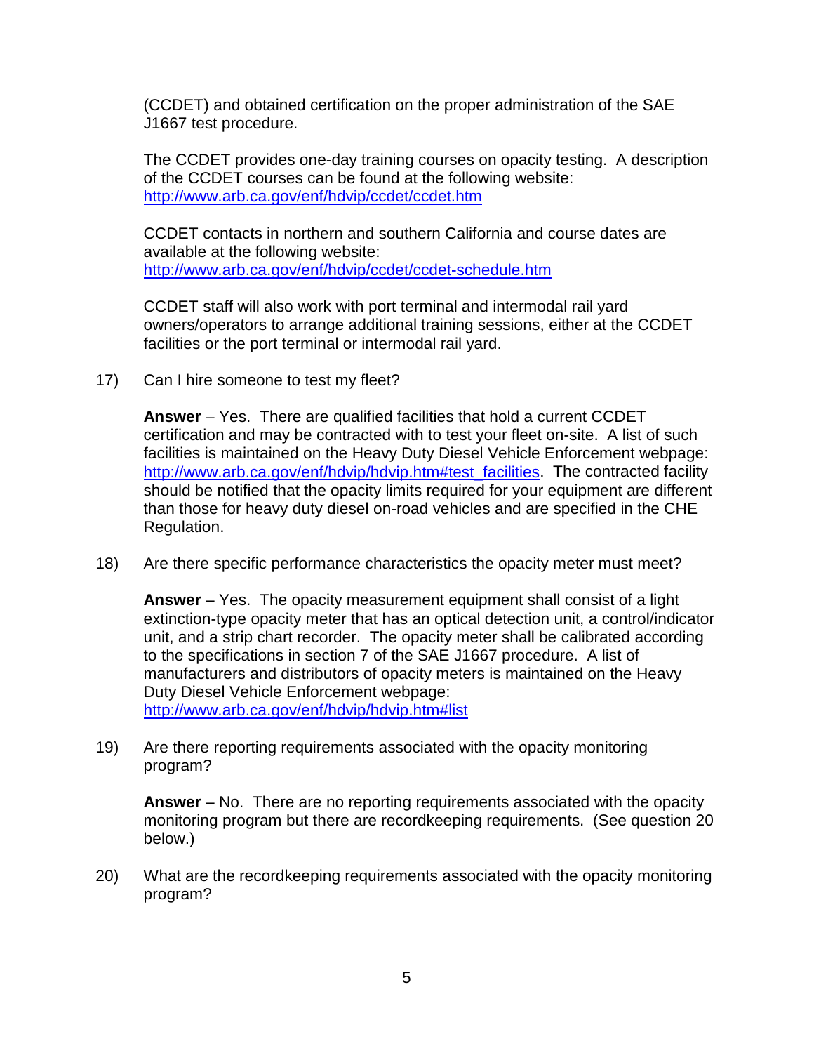(CCDET) and obtained certification on the proper administration of the SAE J1667 test procedure.

The CCDET provides one-day training courses on opacity testing. A description of the CCDET courses can be found at the following website: http://www.arb.ca.gov/enf/hdvip/ccdet/ccdet.htm

CCDET contacts in northern and southern California and course dates are available at the following website: http://www.arb.ca.gov/enf/hdvip/ccdet/ccdet-schedule.htm

CCDET staff will also work with port terminal and intermodal rail yard owners/operators to arrange additional training sessions, either at the CCDET facilities or the port terminal or intermodal rail yard.

17) Can I hire someone to test my fleet?

**Answer** – Yes. There are qualified facilities that hold a current CCDET certification and may be contracted with to test your fleet on-site. A list of such facilities is maintained on the Heavy Duty Diesel Vehicle Enforcement webpage: http://www.arb.ca.gov/enf/hdvip/hdvip.htm#test_facilities. The contracted facility should be notified that the opacity limits required for your equipment are different than those for heavy duty diesel on-road vehicles and are specified in the CHE Regulation.

18) Are there specific performance characteristics the opacity meter must meet?

**Answer** – Yes. The opacity measurement equipment shall consist of a light extinction-type opacity meter that has an optical detection unit, a control/indicator unit, and a strip chart recorder. The opacity meter shall be calibrated according to the specifications in section 7 of the SAE J1667 procedure. A list of manufacturers and distributors of opacity meters is maintained on the Heavy Duty Diesel Vehicle Enforcement webpage: http://www.arb.ca.gov/enf/hdvip/hdvip.htm#list

19) Are there reporting requirements associated with the opacity monitoring program?

**Answer** – No. There are no reporting requirements associated with the opacity monitoring program but there are recordkeeping requirements. (See question 20 below.)

20) What are the recordkeeping requirements associated with the opacity monitoring program?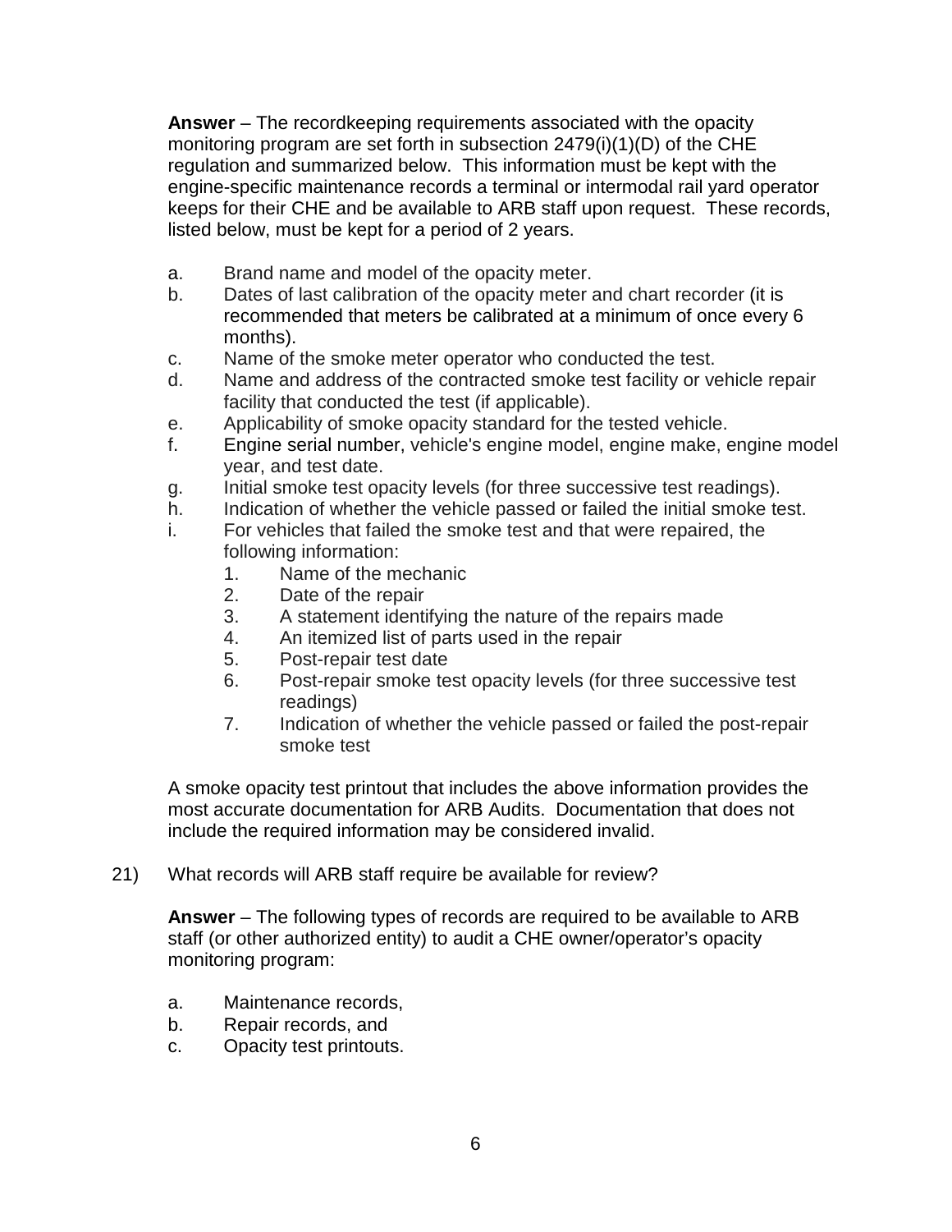**Answer** – The recordkeeping requirements associated with the opacity monitoring program are set forth in subsection 2479(i)(1)(D) of the CHE regulation and summarized below. This information must be kept with the engine-specific maintenance records a terminal or intermodal rail yard operator keeps for their CHE and be available to ARB staff upon request. These records, listed below, must be kept for a period of 2 years.

a. Brand name and model of the opacity meter.
b. Dates of last calibration of the opacity meter and chart recorder (it is recommended that meters be calibrated at a minimum of once every 6 months).
c. Name of the smoke meter operator who conducted the test.
d. Name and address of the contracted smoke test facility or vehicle repair facility that conducted the test (if applicable).
e. Applicability of smoke opacity standard for the tested vehicle.
f. Engine serial number, vehicle's engine model, engine make, engine model year, and test date.
g. Initial smoke test opacity levels (for three successive test readings).
h. Indication of whether the vehicle passed or failed the initial smoke test.
i. For vehicles that failed the smoke test and that were repaired, the following information:
    1. Name of the mechanic
    2. Date of the repair
    3. A statement identifying the nature of the repairs made
    4. An itemized list of parts used in the repair
    5. Post-repair test date
    6. Post-repair smoke test opacity levels (for three successive test readings)
    7. Indication of whether the vehicle passed or failed the post-repair smoke test

A smoke opacity test printout that includes the above information provides the most accurate documentation for ARB Audits. Documentation that does not include the required information may be considered invalid.

21) What records will ARB staff require be available for review?

**Answer** – The following types of records are required to be available to ARB staff (or other authorized entity) to audit a CHE owner/operator's opacity monitoring program:

a. Maintenance records,
b. Repair records, and
c. Opacity test printouts.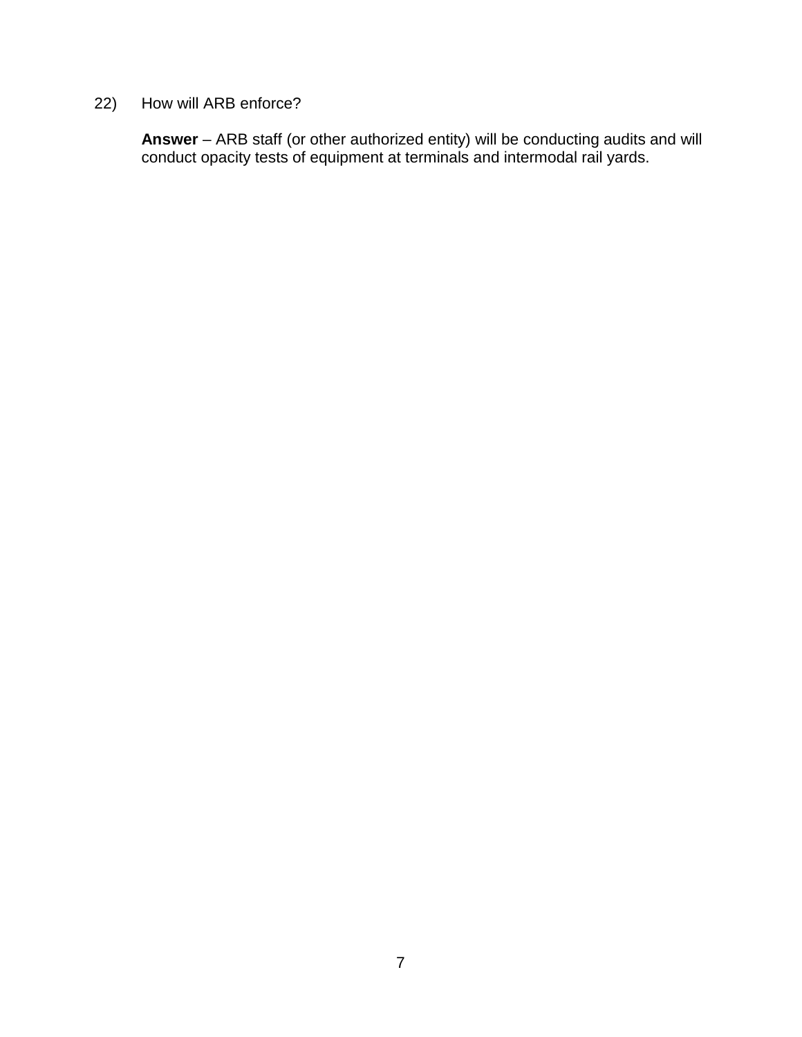22) How will ARB enforce?

**Answer** – ARB staff (or other authorized entity) will be conducting audits and will conduct opacity tests of equipment at terminals and intermodal rail yards.